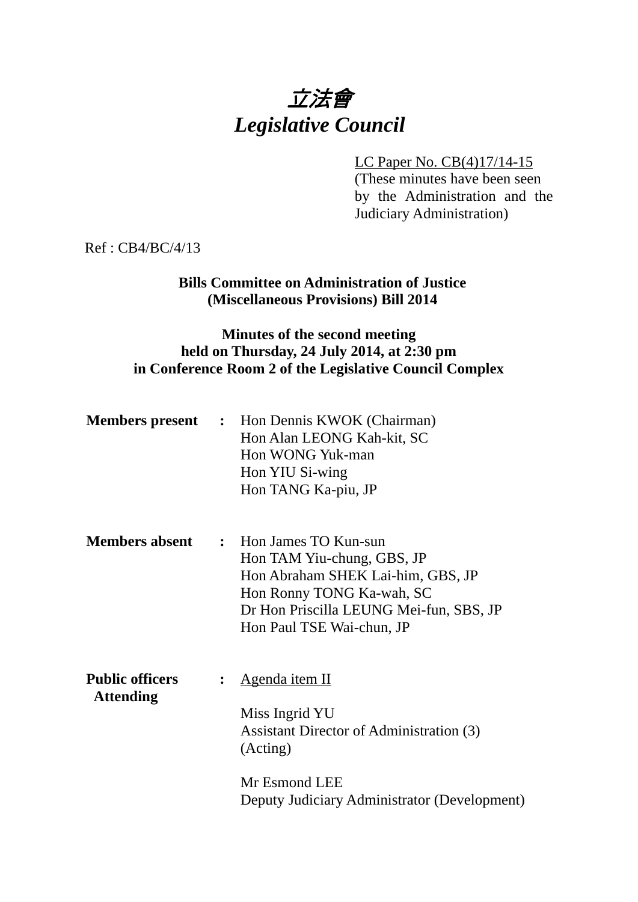# *立法會*
# *Legislative Council*

LC Paper No. CB(4)17/14-15
(These minutes have been seen by the Administration and the Judiciary Administration)

Ref : CB4/BC/4/13

**Bills Committee on Administration of Justice (Miscellaneous Provisions) Bill 2014**

**Minutes of the second meeting held on Thursday, 24 July 2014, at 2:30 pm in Conference Room 2 of the Legislative Council Complex**

**Members present** **:** Hon Dennis KWOK (Chairman)
Hon Alan LEONG Kah-kit, SC
Hon WONG Yuk-man
Hon YIU Si-wing
Hon TANG Ka-piu, JP

**Members absent** **:** Hon James TO Kun-sun
Hon TAM Yiu-chung, GBS, JP
Hon Abraham SHEK Lai-him, GBS, JP
Hon Ronny TONG Ka-wah, SC
Dr Hon Priscilla LEUNG Mei-fun, SBS, JP
Hon Paul TSE Wai-chun, JP

**Public officers Attending** **:** Agenda item II

Miss Ingrid YU
Assistant Director of Administration (3) (Acting)

Mr Esmond LEE
Deputy Judiciary Administrator (Development)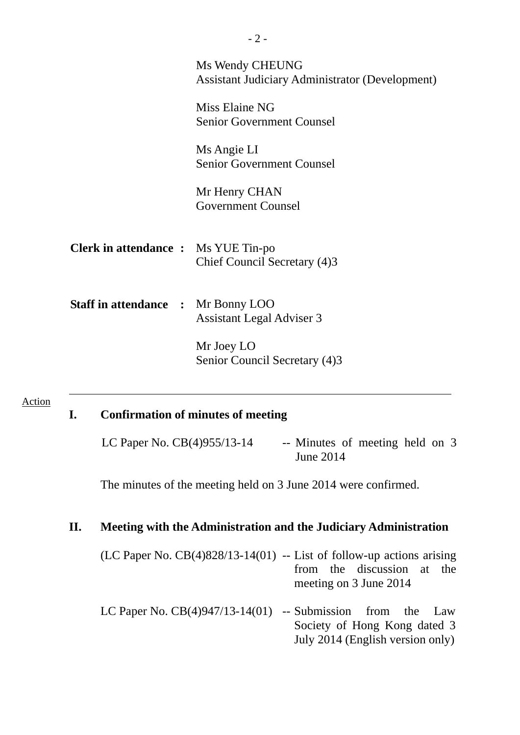Ms Wendy CHEUNG
Assistant Judiciary Administrator (Development)

Miss Elaine NG
Senior Government Counsel

Ms Angie LI
Senior Government Counsel

Mr Henry CHAN
Government Counsel

**Clerk in attendance :** Ms YUE Tin-po
Chief Council Secretary (4)3

**Staff in attendance :** Mr Bonny LOO
Assistant Legal Adviser 3

Mr Joey LO
Senior Council Secretary (4)3

---

Action

## I. Confirmation of minutes of meeting

LC Paper No. CB(4)955/13-14 -- Minutes of meeting held on 3 June 2014

The minutes of the meeting held on 3 June 2014 were confirmed.

## II. Meeting with the Administration and the Judiciary Administration

(LC Paper No. CB(4)828/13-14(01) -- List of follow-up actions arising from the discussion at the meeting on 3 June 2014

LC Paper No. CB(4)947/13-14(01) -- Submission from the Law Society of Hong Kong dated 3 July 2014 (English version only)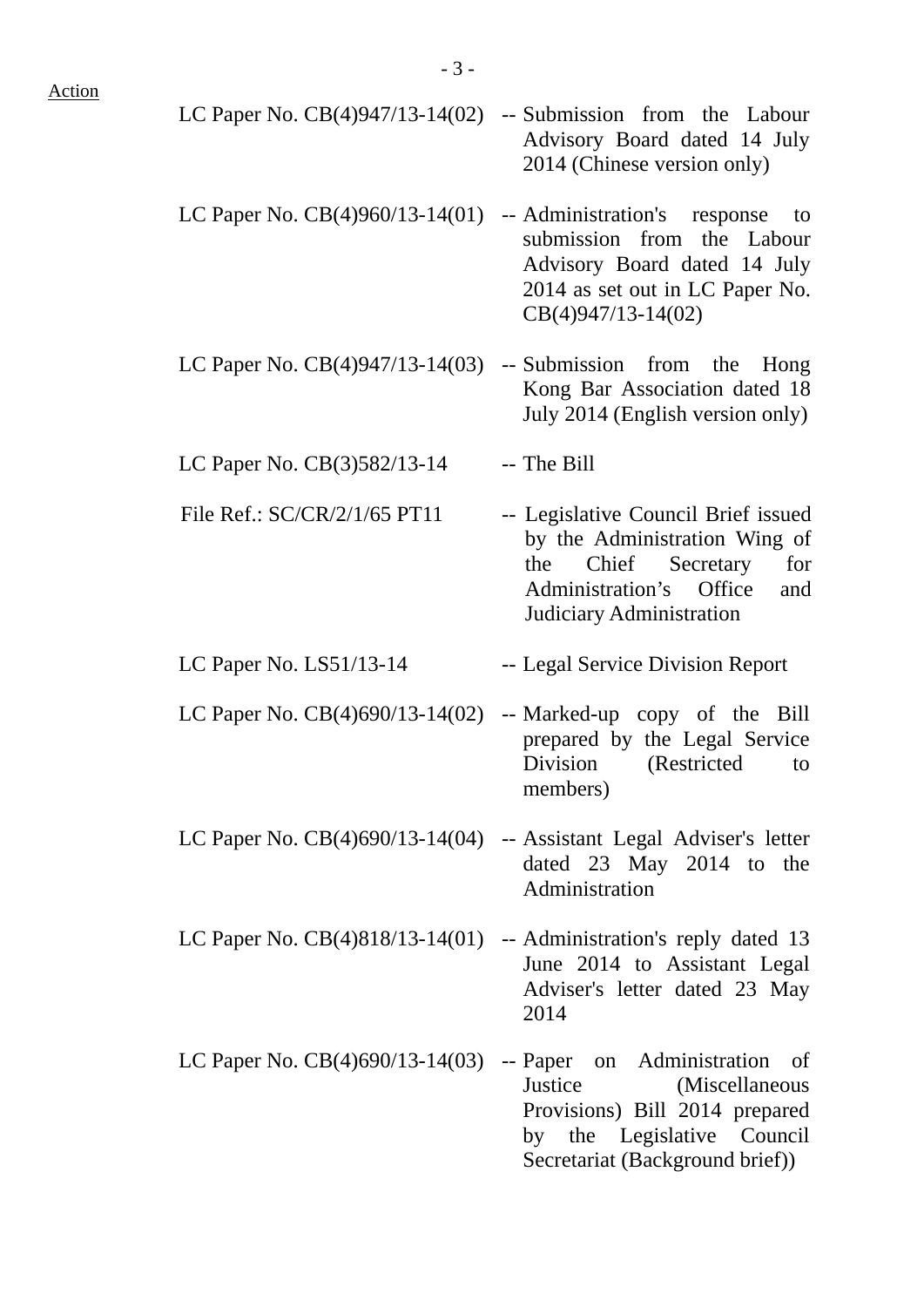| | | |
|---|---|---|
| LC Paper No. CB(4)947/13-14(02) | -- | Submission from the Labour Advisory Board dated 14 July 2014 (Chinese version only) |
| LC Paper No. CB(4)960/13-14(01) | -- | Administration's response to submission from the Labour Advisory Board dated 14 July 2014 as set out in LC Paper No. CB(4)947/13-14(02) |
| LC Paper No. CB(4)947/13-14(03) | -- | Submission from the Hong Kong Bar Association dated 18 July 2014 (English version only) |
| LC Paper No. CB(3)582/13-14 | -- | The Bill |
| File Ref.: SC/CR/2/1/65 PT11 | -- | Legislative Council Brief issued by the Administration Wing of the Chief Secretary for Administration's Office and Judiciary Administration |
| LC Paper No. LS51/13-14 | -- | Legal Service Division Report |
| LC Paper No. CB(4)690/13-14(02) | -- | Marked-up copy of the Bill prepared by the Legal Service Division (Restricted to members) |
| LC Paper No. CB(4)690/13-14(04) | -- | Assistant Legal Adviser's letter dated 23 May 2014 to the Administration |
| LC Paper No. CB(4)818/13-14(01) | -- | Administration's reply dated 13 June 2014 to Assistant Legal Adviser's letter dated 23 May 2014 |
| LC Paper No. CB(4)690/13-14(03) | -- | Paper on Administration of Justice (Miscellaneous Provisions) Bill 2014 prepared by the Legislative Council Secretariat (Background brief)) |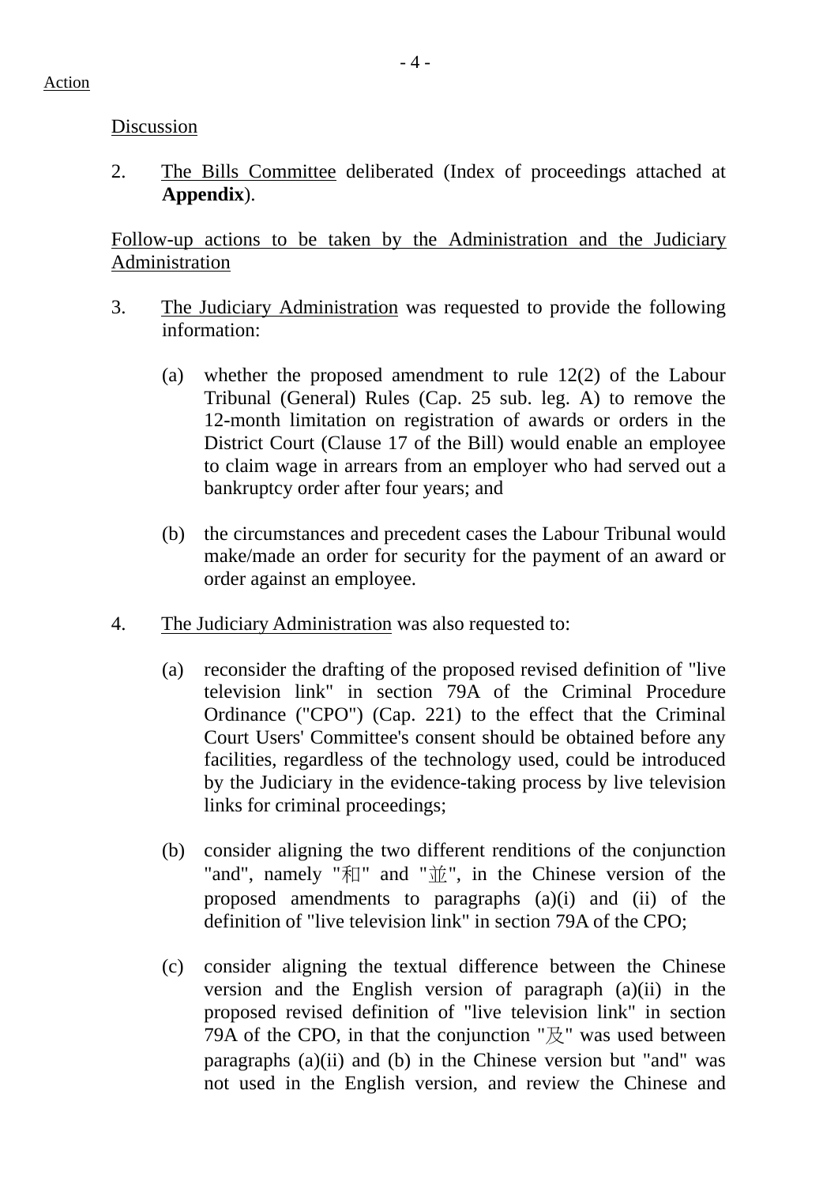Action

<u>Discussion</u>

2. <u>The Bills Committee</u> deliberated (Index of proceedings attached at **Appendix**).

<u>Follow-up actions to be taken by the Administration and the Judiciary Administration</u>

3. <u>The Judiciary Administration</u> was requested to provide the following information:

   (a) whether the proposed amendment to rule 12(2) of the Labour Tribunal (General) Rules (Cap. 25 sub. leg. A) to remove the 12-month limitation on registration of awards or orders in the District Court (Clause 17 of the Bill) would enable an employee to claim wage in arrears from an employer who had served out a bankruptcy order after four years; and

   (b) the circumstances and precedent cases the Labour Tribunal would make/made an order for security for the payment of an award or order against an employee.

4. <u>The Judiciary Administration</u> was also requested to:

   (a) reconsider the drafting of the proposed revised definition of "live television link" in section 79A of the Criminal Procedure Ordinance ("CPO") (Cap. 221) to the effect that the Criminal Court Users' Committee's consent should be obtained before any facilities, regardless of the technology used, could be introduced by the Judiciary in the evidence-taking process by live television links for criminal proceedings;

   (b) consider aligning the two different renditions of the conjunction "and", namely "和" and "並", in the Chinese version of the proposed amendments to paragraphs (a)(i) and (ii) of the definition of "live television link" in section 79A of the CPO;

   (c) consider aligning the textual difference between the Chinese version and the English version of paragraph (a)(ii) in the proposed revised definition of "live television link" in section 79A of the CPO, in that the conjunction "及" was used between paragraphs (a)(ii) and (b) in the Chinese version but "and" was not used in the English version, and review the Chinese and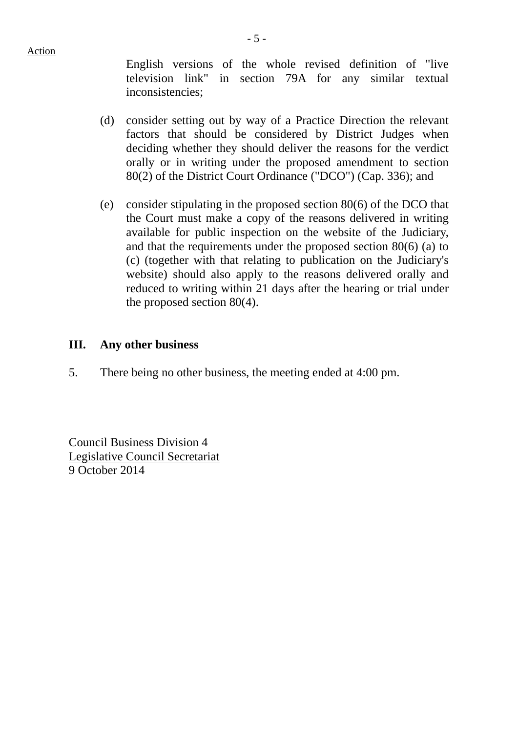Action

English versions of the whole revised definition of "live television link" in section 79A for any similar textual inconsistencies;

(d) consider setting out by way of a Practice Direction the relevant factors that should be considered by District Judges when deciding whether they should deliver the reasons for the verdict orally or in writing under the proposed amendment to section 80(2) of the District Court Ordinance ("DCO") (Cap. 336); and

(e) consider stipulating in the proposed section 80(6) of the DCO that the Court must make a copy of the reasons delivered in writing available for public inspection on the website of the Judiciary, and that the requirements under the proposed section 80(6) (a) to (c) (together with that relating to publication on the Judiciary's website) should also apply to the reasons delivered orally and reduced to writing within 21 days after the hearing or trial under the proposed section 80(4).

## III. Any other business

5. There being no other business, the meeting ended at 4:00 pm.

Council Business Division 4
Legislative Council Secretariat
9 October 2014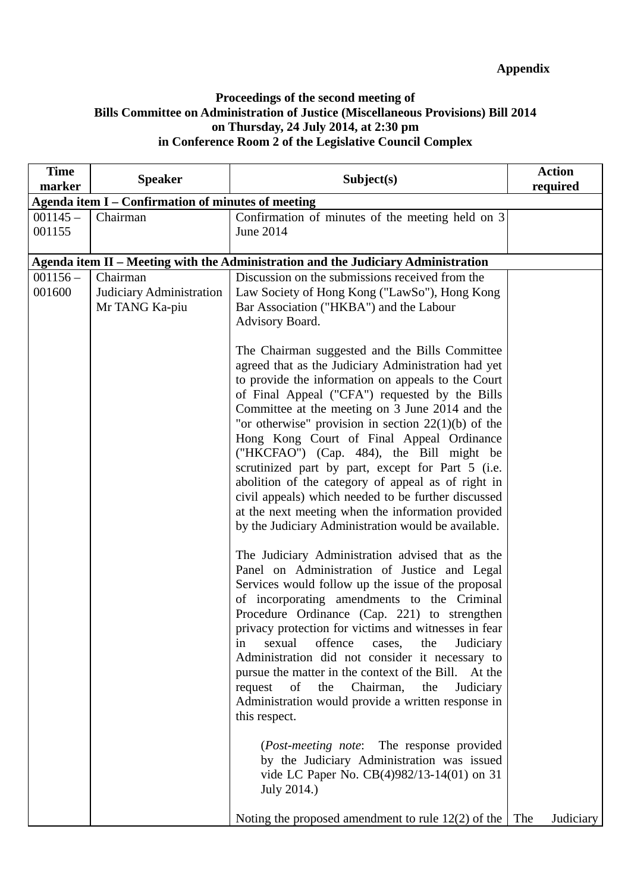**Appendix**

**Proceedings of the second meeting of Bills Committee on Administration of Justice (Miscellaneous Provisions) Bill 2014 on Thursday, 24 July 2014, at 2:30 pm in Conference Room 2 of the Legislative Council Complex**

| Time marker | Speaker | Subject(s) | Action required |
|---|---|---|---|
| **Agenda item I – Confirmation of minutes of meeting** | | | |
| 001145 – 001155 | Chairman | Confirmation of minutes of the meeting held on 3 June 2014 | |
| **Agenda item II – Meeting with the Administration and the Judiciary Administration** | | | |
| 001156 – 001600 | Chairman<br>Judiciary Administration<br>Mr TANG Ka-piu | Discussion on the submissions received from the Law Society of Hong Kong ("LawSo"), Hong Kong Bar Association ("HKBA") and the Labour Advisory Board.<br><br>The Chairman suggested and the Bills Committee agreed that as the Judiciary Administration had yet to provide the information on appeals to the Court of Final Appeal ("CFA") requested by the Bills Committee at the meeting on 3 June 2014 and the "or otherwise" provision in section 22(1)(b) of the Hong Kong Court of Final Appeal Ordinance ("HKCFAO") (Cap. 484), the Bill might be scrutinized part by part, except for Part 5 (i.e. abolition of the category of appeal as of right in civil appeals) which needed to be further discussed at the next meeting when the information provided by the Judiciary Administration would be available.<br><br>The Judiciary Administration advised that as the Panel on Administration of Justice and Legal Services would follow up the issue of the proposal of incorporating amendments to the Criminal Procedure Ordinance (Cap. 221) to strengthen privacy protection for victims and witnesses in fear in sexual offence cases, the Judiciary Administration did not consider it necessary to pursue the matter in the context of the Bill. At the request of the Chairman, the Judiciary Administration would provide a written response in this respect.<br><br>(*Post-meeting note*: The response provided by the Judiciary Administration was issued vide LC Paper No. CB(4)982/13-14(01) on 31 July 2014.)<br><br>Noting the proposed amendment to rule 12(2) of the | The Judiciary |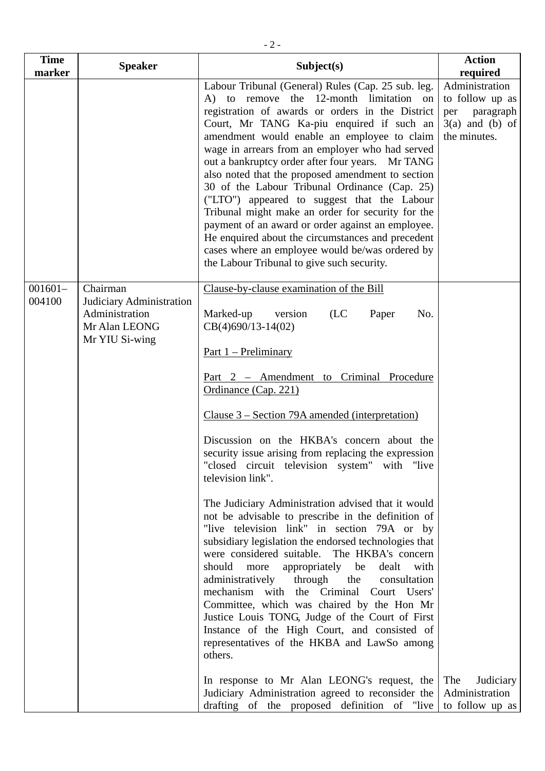| Time marker | Speaker | Subject(s) | Action required |
|---|---|---|---|
| | | Labour Tribunal (General) Rules (Cap. 25 sub. leg. A) to remove the 12-month limitation on registration of awards or orders in the District Court, Mr TANG Ka-piu enquired if such an amendment would enable an employee to claim wage in arrears from an employer who had served out a bankruptcy order after four years. Mr TANG also noted that the proposed amendment to section 30 of the Labour Tribunal Ordinance (Cap. 25) ("LTO") appeared to suggest that the Labour Tribunal might make an order for security for the payment of an award or order against an employee. He enquired about the circumstances and precedent cases where an employee would be/was ordered by the Labour Tribunal to give such security. | Administration to follow up as per paragraph 3(a) and (b) of the minutes. |
| 001601–004100 | Chairman<br>Judiciary Administration<br>Administration<br>Mr Alan LEONG<br>Mr YIU Si-wing | <u>Clause-by-clause examination of the Bill</u><br><br>Marked-up version (LC Paper No. CB(4)690/13-14(02)<br><br><u>Part 1 – Preliminary</u><br><br><u>Part 2 – Amendment to Criminal Procedure Ordinance (Cap. 221)</u><br><br><u>Clause 3 – Section 79A amended (interpretation)</u><br><br>Discussion on the HKBA's concern about the security issue arising from replacing the expression "closed circuit television system" with "live television link".<br><br>The Judiciary Administration advised that it would not be advisable to prescribe in the definition of "live television link" in section 79A or by subsidiary legislation the endorsed technologies that were considered suitable. The HKBA's concern should more appropriately be dealt with administratively through the consultation mechanism with the Criminal Court Users' Committee, which was chaired by the Hon Mr Justice Louis TONG, Judge of the Court of First Instance of the High Court, and consisted of representatives of the HKBA and LawSo among others.<br><br>In response to Mr Alan LEONG's request, the Judiciary Administration agreed to reconsider the drafting of the proposed definition of "live | <br><br><br><br><br><br><br><br><br><br><br><br><br><br><br><br><br><br><br><br><br><br><br><br><br><br><br><br><br><br><br><br>The Judiciary Administration to follow up as |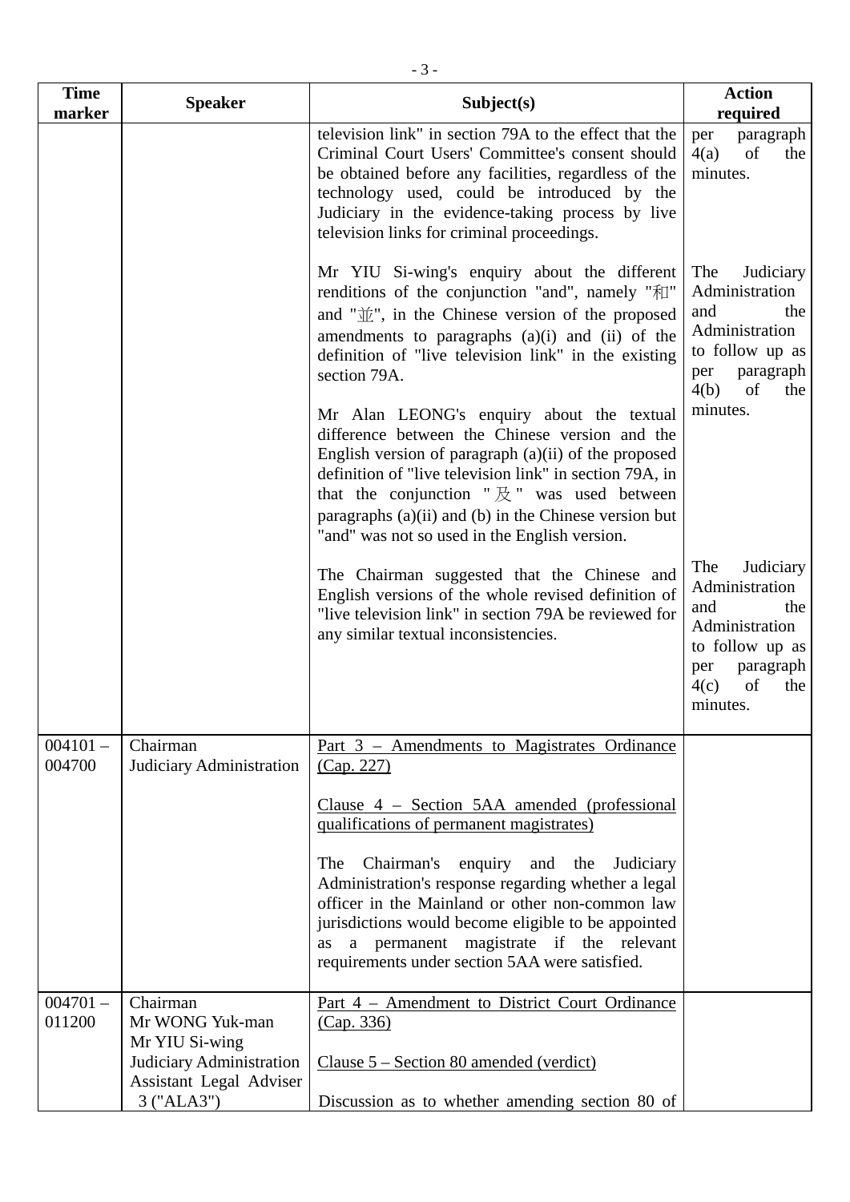| Time marker | Speaker | Subject(s) | Action required |
|---|---|---|---|
| | | television link" in section 79A to the effect that the Criminal Court Users' Committee's consent should be obtained before any facilities, regardless of the technology used, could be introduced by the Judiciary in the evidence-taking process by live television links for criminal proceedings. | per paragraph 4(a) of the minutes. |
| | | Mr YIU Si-wing's enquiry about the different renditions of the conjunction "and", namely "和" and "並", in the Chinese version of the proposed amendments to paragraphs (a)(i) and (ii) of the definition of "live television link" in the existing section 79A.<br><br>Mr Alan LEONG's enquiry about the textual difference between the Chinese version and the English version of paragraph (a)(ii) of the proposed definition of "live television link" in section 79A, in that the conjunction "及" was used between paragraphs (a)(ii) and (b) in the Chinese version but "and" was not so used in the English version. | The Judiciary Administration and the Administration to follow up as per paragraph 4(b) of the minutes. |
| | | The Chairman suggested that the Chinese and English versions of the whole revised definition of "live television link" in section 79A be reviewed for any similar textual inconsistencies. | The Judiciary Administration and the Administration to follow up as per paragraph 4(c) of the minutes. |
| 004101 – 004700 | Chairman<br>Judiciary Administration | Part 3 – Amendments to Magistrates Ordinance (Cap. 227)<br><br>Clause 4 – Section 5AA amended (professional qualifications of permanent magistrates)<br><br>The Chairman's enquiry and the Judiciary Administration's response regarding whether a legal officer in the Mainland or other non-common law jurisdictions would become eligible to be appointed as a permanent magistrate if the relevant requirements under section 5AA were satisfied. | |
| 004701 – 011200 | Chairman<br>Mr WONG Yuk-man<br>Mr YIU Si-wing<br>Judiciary Administration<br>Assistant Legal Adviser 3 ("ALA3") | Part 4 – Amendment to District Court Ordinance (Cap. 336)<br><br>Clause 5 – Section 80 amended (verdict)<br><br>Discussion as to whether amending section 80 of | |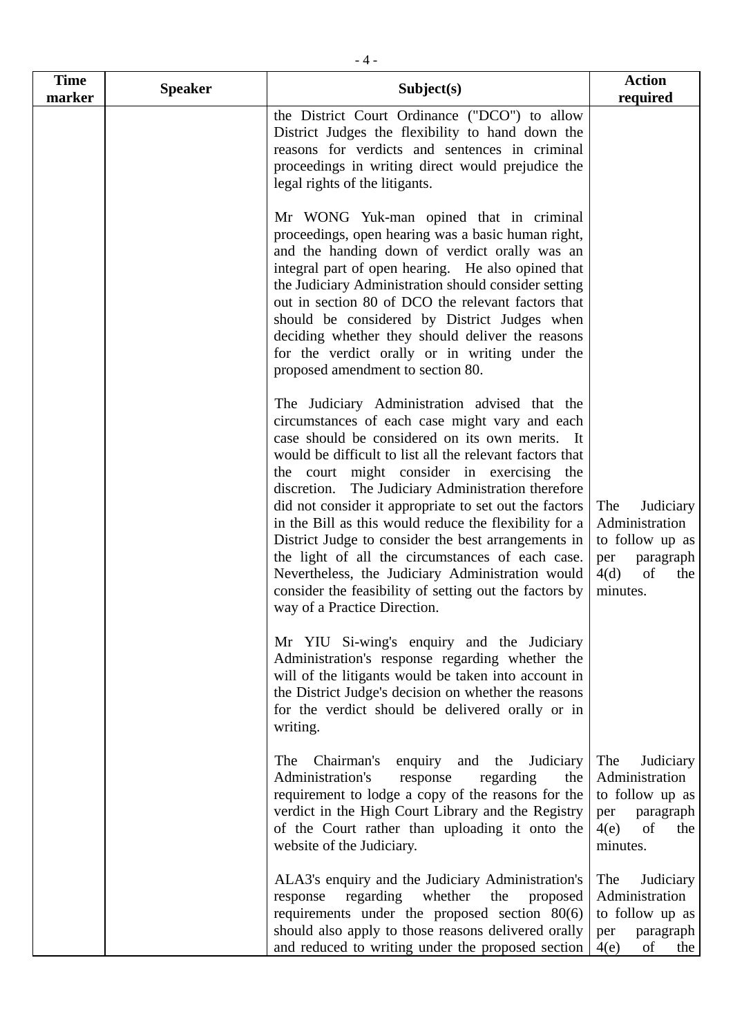| Time marker | Speaker | Subject(s) | Action required |
|---|---|---|---|
| | | the District Court Ordinance ("DCO") to allow District Judges the flexibility to hand down the reasons for verdicts and sentences in criminal proceedings in writing direct would prejudice the legal rights of the litigants.<br><br>Mr WONG Yuk-man opined that in criminal proceedings, open hearing was a basic human right, and the handing down of verdict orally was an integral part of open hearing. He also opined that the Judiciary Administration should consider setting out in section 80 of DCO the relevant factors that should be considered by District Judges when deciding whether they should deliver the reasons for the verdict orally or in writing under the proposed amendment to section 80. | |
| | | The Judiciary Administration advised that the circumstances of each case might vary and each case should be considered on its own merits. It would be difficult to list all the relevant factors that the court might consider in exercising the discretion. The Judiciary Administration therefore did not consider it appropriate to set out the factors in the Bill as this would reduce the flexibility for a District Judge to consider the best arrangements in the light of all the circumstances of each case. Nevertheless, the Judiciary Administration would consider the feasibility of setting out the factors by way of a Practice Direction. | The Judiciary Administration to follow up as per paragraph 4(d) of the minutes. |
| | | Mr YIU Si-wing's enquiry and the Judiciary Administration's response regarding whether the will of the litigants would be taken into account in the District Judge's decision on whether the reasons for the verdict should be delivered orally or in writing. | |
| | | The Chairman's enquiry and the Judiciary Administration's response regarding the requirement to lodge a copy of the reasons for the verdict in the High Court Library and the Registry of the Court rather than uploading it onto the website of the Judiciary. | The Judiciary Administration to follow up as per paragraph 4(e) of the minutes. |
| | | ALA3's enquiry and the Judiciary Administration's response regarding whether the proposed requirements under the proposed section 80(6) should also apply to those reasons delivered orally and reduced to writing under the proposed section | The Judiciary Administration to follow up as per paragraph 4(e) of the |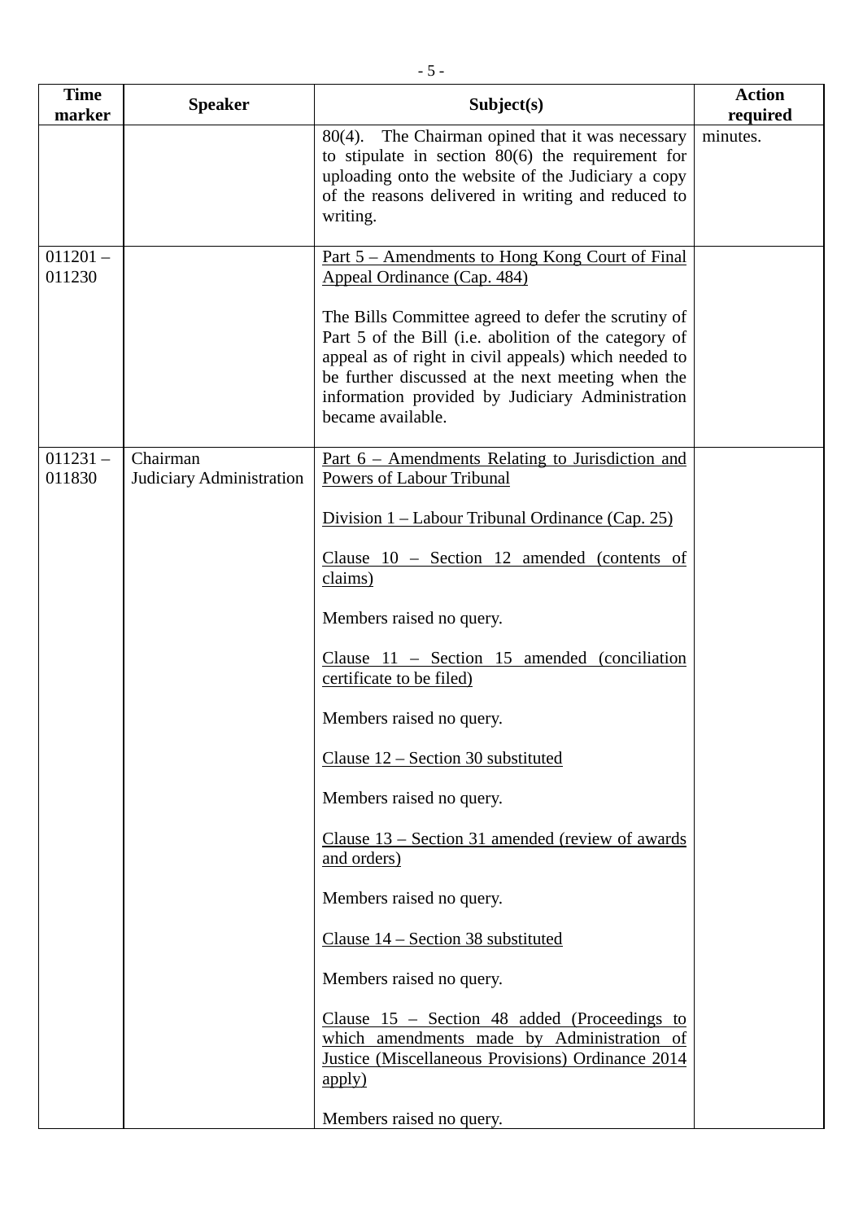| Time marker | Speaker | Subject(s) | Action required |
|---|---|---|---|
| | | 80(4). The Chairman opined that it was necessary to stipulate in section 80(6) the requirement for uploading onto the website of the Judiciary a copy of the reasons delivered in writing and reduced to writing. | minutes. |
| 011201 – 011230 | | Part 5 – Amendments to Hong Kong Court of Final Appeal Ordinance (Cap. 484)<br><br>The Bills Committee agreed to defer the scrutiny of Part 5 of the Bill (i.e. abolition of the category of appeal as of right in civil appeals) which needed to be further discussed at the next meeting when the information provided by Judiciary Administration became available. | |
| 011231 – 011830 | Chairman<br>Judiciary Administration | Part 6 – Amendments Relating to Jurisdiction and Powers of Labour Tribunal<br><br>Division 1 – Labour Tribunal Ordinance (Cap. 25)<br><br>Clause 10 – Section 12 amended (contents of claims)<br><br>Members raised no query.<br><br>Clause 11 – Section 15 amended (conciliation certificate to be filed)<br><br>Members raised no query.<br><br>Clause 12 – Section 30 substituted<br><br>Members raised no query.<br><br>Clause 13 – Section 31 amended (review of awards and orders)<br><br>Members raised no query.<br><br>Clause 14 – Section 38 substituted<br><br>Members raised no query.<br><br>Clause 15 – Section 48 added (Proceedings to which amendments made by Administration of Justice (Miscellaneous Provisions) Ordinance 2014 apply)<br><br>Members raised no query. | |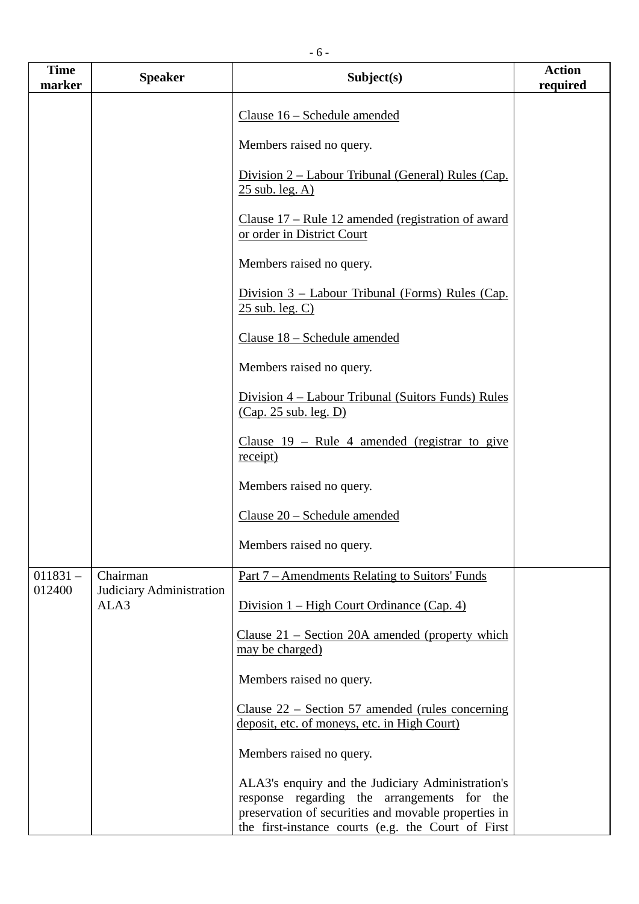| Time marker | Speaker | Subject(s) | Action required |
|---|---|---|---|
| | | Clause 16 – Schedule amended<br><br>Members raised no query.<br><br>Division 2 – Labour Tribunal (General) Rules (Cap. 25 sub. leg. A)<br><br>Clause 17 – Rule 12 amended (registration of award or order in District Court<br><br>Members raised no query.<br><br>Division 3 – Labour Tribunal (Forms) Rules (Cap. 25 sub. leg. C)<br><br>Clause 18 – Schedule amended<br><br>Members raised no query.<br><br>Division 4 – Labour Tribunal (Suitors Funds) Rules (Cap. 25 sub. leg. D)<br><br>Clause 19 – Rule 4 amended (registrar to give receipt)<br><br>Members raised no query.<br><br>Clause 20 – Schedule amended<br><br>Members raised no query. | |
| 011831 – 012400 | Chairman<br>Judiciary Administration<br>ALA3 | Part 7 – Amendments Relating to Suitors' Funds<br><br>Division 1 – High Court Ordinance (Cap. 4)<br><br>Clause 21 – Section 20A amended (property which may be charged)<br><br>Members raised no query.<br><br>Clause 22 – Section 57 amended (rules concerning deposit, etc. of moneys, etc. in High Court)<br><br>Members raised no query.<br><br>ALA3's enquiry and the Judiciary Administration's response regarding the arrangements for the preservation of securities and movable properties in the first-instance courts (e.g. the Court of First | |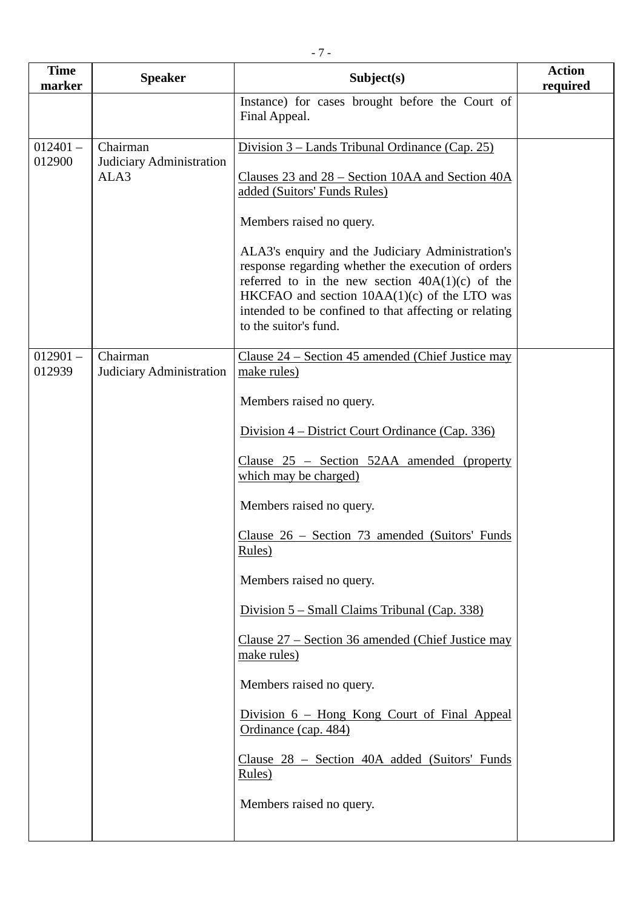| Time marker | Speaker | Subject(s) | Action required |
|---|---|---|---|
| | | Instance) for cases brought before the Court of Final Appeal. | |
| 012401 – 012900 | Chairman<br>Judiciary Administration<br>ALA3 | Division 3 – Lands Tribunal Ordinance (Cap. 25)<br><br>Clauses 23 and 28 – Section 10AA and Section 40A added (Suitors' Funds Rules)<br><br>Members raised no query.<br><br>ALA3's enquiry and the Judiciary Administration's response regarding whether the execution of orders referred to in the new section 40A(1)(c) of the HKCFAO and section 10AA(1)(c) of the LTO was intended to be confined to that affecting or relating to the suitor's fund. | |
| 012901 – 012939 | Chairman<br>Judiciary Administration | Clause 24 – Section 45 amended (Chief Justice may make rules)<br><br>Members raised no query.<br><br>Division 4 – District Court Ordinance (Cap. 336)<br><br>Clause 25 – Section 52AA amended (property which may be charged)<br><br>Members raised no query.<br><br>Clause 26 – Section 73 amended (Suitors' Funds Rules)<br><br>Members raised no query.<br><br>Division 5 – Small Claims Tribunal (Cap. 338)<br><br>Clause 27 – Section 36 amended (Chief Justice may make rules)<br><br>Members raised no query.<br><br>Division 6 – Hong Kong Court of Final Appeal Ordinance (cap. 484)<br><br>Clause 28 – Section 40A added (Suitors' Funds Rules)<br><br>Members raised no query. | |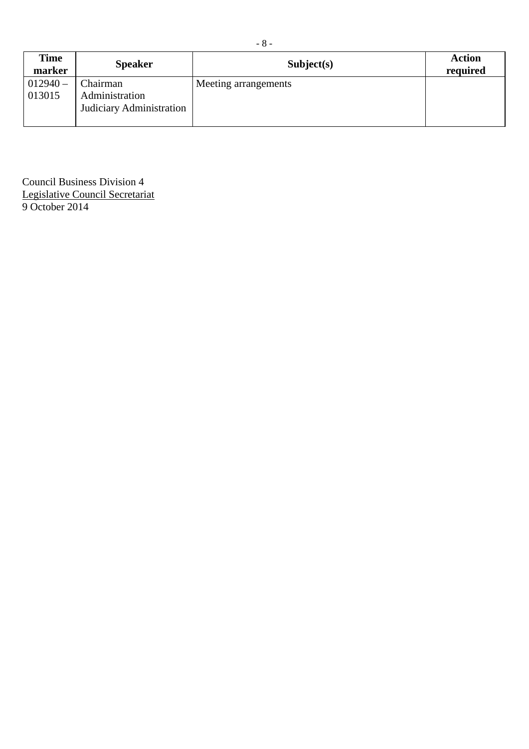| Time marker | Speaker | Subject(s) | Action required |
|---|---|---|---|
| 012940 – 013015 | Chairman<br>Administration<br>Judiciary Administration | Meeting arrangements | |

Council Business Division 4
Legislative Council Secretariat
9 October 2014